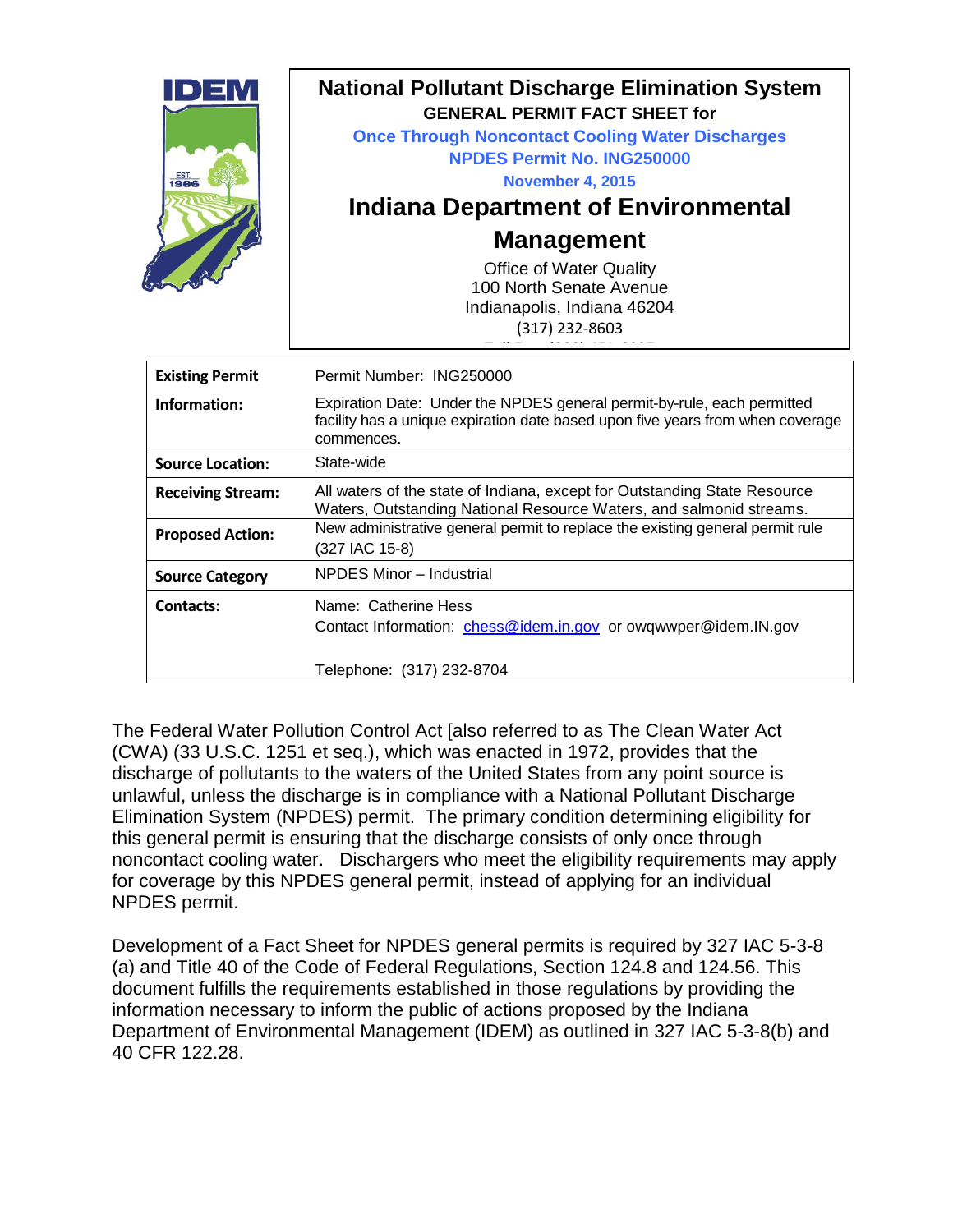# National Pollutant Discharge Elimination System

**GENERAL PERMIT FACT SHEET for**

**Once Through Noncontact Cooling Water Discharges**

**NPDES Permit No. ING250000**

**November 4, 2015**

## Indiana Department of Environmental Management

Office of Water Quality
100 North Senate Avenue
Indianapolis, Indiana 46204
(317) 232-8603

| | |
|---|---|
| **Existing Permit Information:** | Permit Number: ING250000<br>Expiration Date: Under the NPDES general permit-by-rule, each permitted facility has a unique expiration date based upon five years from when coverage commences. |
| **Source Location:** | State-wide |
| **Receiving Stream:** | All waters of the state of Indiana, except for Outstanding State Resource Waters, Outstanding National Resource Waters, and salmonid streams. |
| **Proposed Action:** | New administrative general permit to replace the existing general permit rule (327 IAC 15-8) |
| **Source Category** | NPDES Minor – Industrial |
| **Contacts:** | Name: Catherine Hess<br>Contact Information: chess@idem.in.gov or owqwwper@idem.IN.gov<br><br>Telephone: (317) 232-8704 |

The Federal Water Pollution Control Act [also referred to as The Clean Water Act (CWA) (33 U.S.C. 1251 et seq.), which was enacted in 1972, provides that the discharge of pollutants to the waters of the United States from any point source is unlawful, unless the discharge is in compliance with a National Pollutant Discharge Elimination System (NPDES) permit. The primary condition determining eligibility for this general permit is ensuring that the discharge consists of only once through noncontact cooling water. Dischargers who meet the eligibility requirements may apply for coverage by this NPDES general permit, instead of applying for an individual NPDES permit.

Development of a Fact Sheet for NPDES general permits is required by 327 IAC 5-3-8 (a) and Title 40 of the Code of Federal Regulations, Section 124.8 and 124.56. This document fulfills the requirements established in those regulations by providing the information necessary to inform the public of actions proposed by the Indiana Department of Environmental Management (IDEM) as outlined in 327 IAC 5-3-8(b) and 40 CFR 122.28.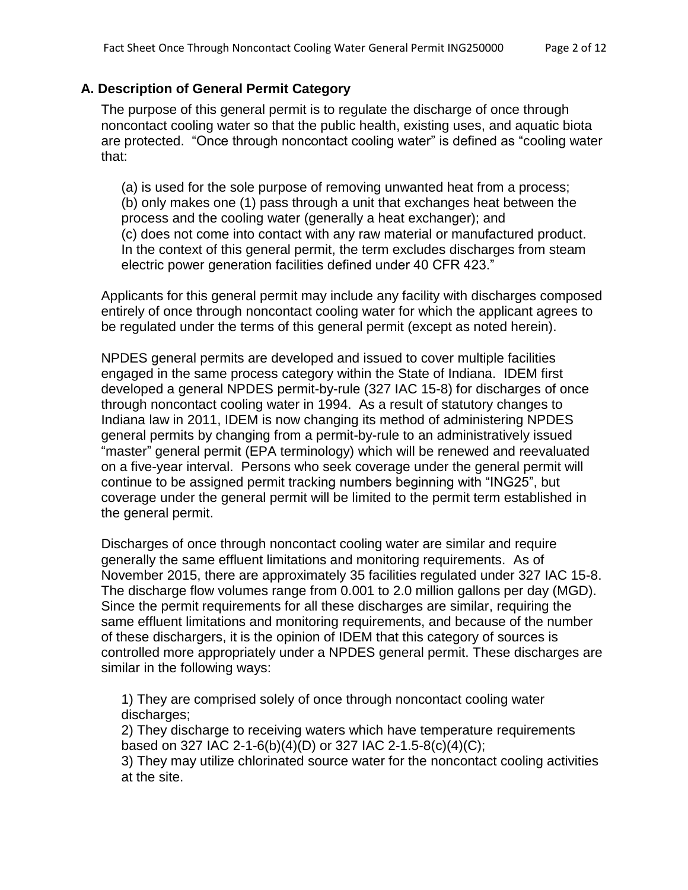## A. Description of General Permit Category

The purpose of this general permit is to regulate the discharge of once through noncontact cooling water so that the public health, existing uses, and aquatic biota are protected. "Once through noncontact cooling water" is defined as "cooling water that:

(a) is used for the sole purpose of removing unwanted heat from a process;
(b) only makes one (1) pass through a unit that exchanges heat between the process and the cooling water (generally a heat exchanger); and
(c) does not come into contact with any raw material or manufactured product.
In the context of this general permit, the term excludes discharges from steam electric power generation facilities defined under 40 CFR 423."

Applicants for this general permit may include any facility with discharges composed entirely of once through noncontact cooling water for which the applicant agrees to be regulated under the terms of this general permit (except as noted herein).

NPDES general permits are developed and issued to cover multiple facilities engaged in the same process category within the State of Indiana. IDEM first developed a general NPDES permit-by-rule (327 IAC 15-8) for discharges of once through noncontact cooling water in 1994. As a result of statutory changes to Indiana law in 2011, IDEM is now changing its method of administering NPDES general permits by changing from a permit-by-rule to an administratively issued "master" general permit (EPA terminology) which will be renewed and reevaluated on a five-year interval. Persons who seek coverage under the general permit will continue to be assigned permit tracking numbers beginning with "ING25", but coverage under the general permit will be limited to the permit term established in the general permit.

Discharges of once through noncontact cooling water are similar and require generally the same effluent limitations and monitoring requirements. As of November 2015, there are approximately 35 facilities regulated under 327 IAC 15-8. The discharge flow volumes range from 0.001 to 2.0 million gallons per day (MGD). Since the permit requirements for all these discharges are similar, requiring the same effluent limitations and monitoring requirements, and because of the number of these dischargers, it is the opinion of IDEM that this category of sources is controlled more appropriately under a NPDES general permit. These discharges are similar in the following ways:

1) They are comprised solely of once through noncontact cooling water discharges;
2) They discharge to receiving waters which have temperature requirements based on 327 IAC 2-1-6(b)(4)(D) or 327 IAC 2-1.5-8(c)(4)(C);
3) They may utilize chlorinated source water for the noncontact cooling activities at the site.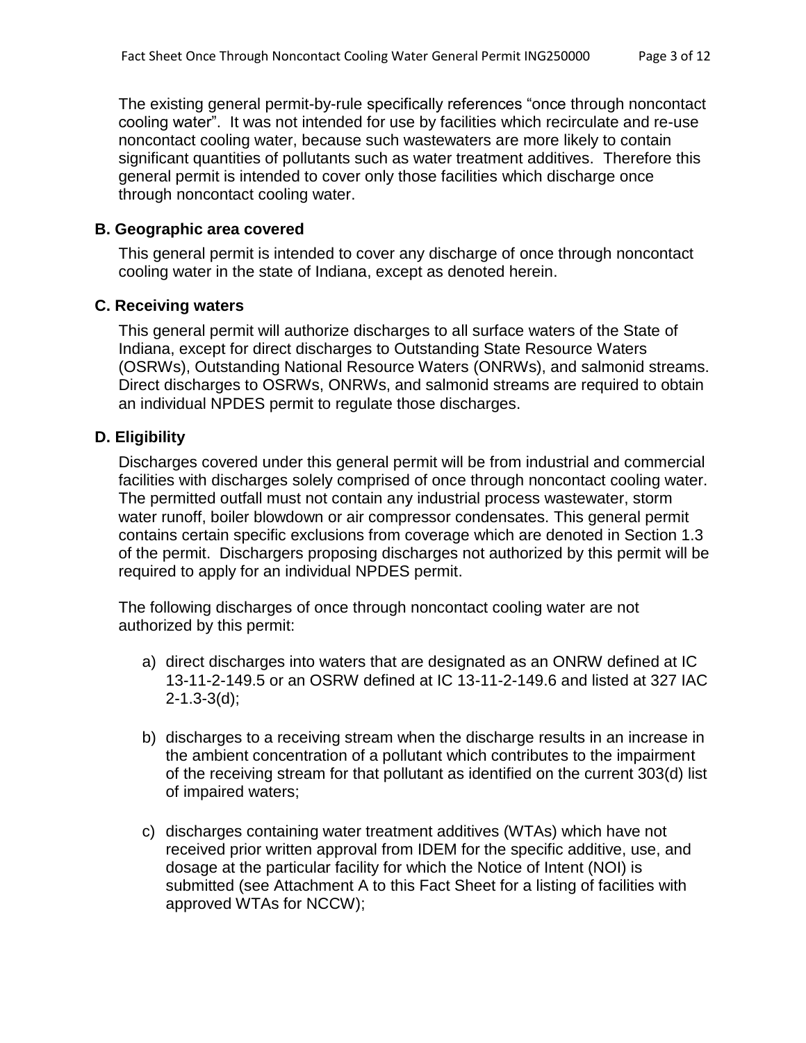The existing general permit-by-rule specifically references “once through noncontact cooling water”. It was not intended for use by facilities which recirculate and re-use noncontact cooling water, because such wastewaters are more likely to contain significant quantities of pollutants such as water treatment additives. Therefore this general permit is intended to cover only those facilities which discharge once through noncontact cooling water.

### B. Geographic area covered

This general permit is intended to cover any discharge of once through noncontact cooling water in the state of Indiana, except as denoted herein.

### C. Receiving waters

This general permit will authorize discharges to all surface waters of the State of Indiana, except for direct discharges to Outstanding State Resource Waters (OSRWs), Outstanding National Resource Waters (ONRWs), and salmonid streams. Direct discharges to OSRWs, ONRWs, and salmonid streams are required to obtain an individual NPDES permit to regulate those discharges.

### D. Eligibility

Discharges covered under this general permit will be from industrial and commercial facilities with discharges solely comprised of once through noncontact cooling water. The permitted outfall must not contain any industrial process wastewater, storm water runoff, boiler blowdown or air compressor condensates. This general permit contains certain specific exclusions from coverage which are denoted in Section 1.3 of the permit. Dischargers proposing discharges not authorized by this permit will be required to apply for an individual NPDES permit.

The following discharges of once through noncontact cooling water are not authorized by this permit:

a) direct discharges into waters that are designated as an ONRW defined at IC 13-11-2-149.5 or an OSRW defined at IC 13-11-2-149.6 and listed at 327 IAC 2-1.3-3(d);

b) discharges to a receiving stream when the discharge results in an increase in the ambient concentration of a pollutant which contributes to the impairment of the receiving stream for that pollutant as identified on the current 303(d) list of impaired waters;

c) discharges containing water treatment additives (WTAs) which have not received prior written approval from IDEM for the specific additive, use, and dosage at the particular facility for which the Notice of Intent (NOI) is submitted (see Attachment A to this Fact Sheet for a listing of facilities with approved WTAs for NCCW);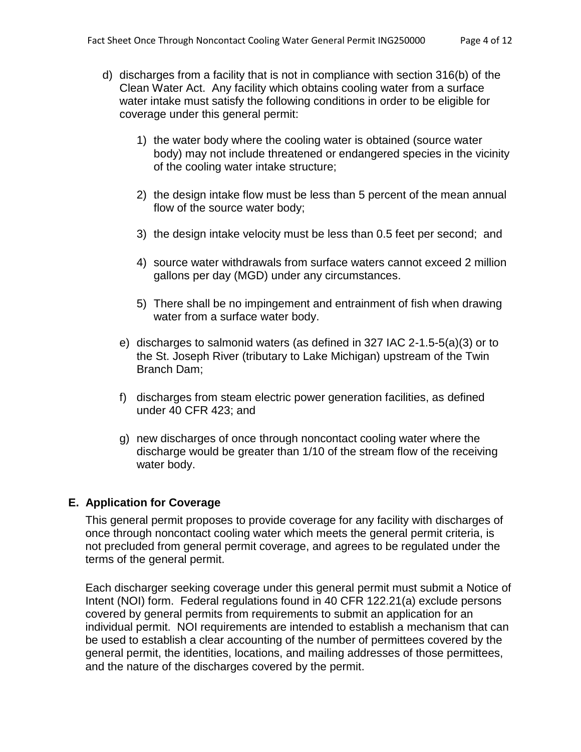d) discharges from a facility that is not in compliance with section 316(b) of the Clean Water Act. Any facility which obtains cooling water from a surface water intake must satisfy the following conditions in order to be eligible for coverage under this general permit:

   1) the water body where the cooling water is obtained (source water body) may not include threatened or endangered species in the vicinity of the cooling water intake structure;

   2) the design intake flow must be less than 5 percent of the mean annual flow of the source water body;

   3) the design intake velocity must be less than 0.5 feet per second; and

   4) source water withdrawals from surface waters cannot exceed 2 million gallons per day (MGD) under any circumstances.

   5) There shall be no impingement and entrainment of fish when drawing water from a surface water body.

e) discharges to salmonid waters (as defined in 327 IAC 2-1.5-5(a)(3) or to the St. Joseph River (tributary to Lake Michigan) upstream of the Twin Branch Dam;

f) discharges from steam electric power generation facilities, as defined under 40 CFR 423; and

g) new discharges of once through noncontact cooling water where the discharge would be greater than 1/10 of the stream flow of the receiving water body.

## E. Application for Coverage

This general permit proposes to provide coverage for any facility with discharges of once through noncontact cooling water which meets the general permit criteria, is not precluded from general permit coverage, and agrees to be regulated under the terms of the general permit.

Each discharger seeking coverage under this general permit must submit a Notice of Intent (NOI) form. Federal regulations found in 40 CFR 122.21(a) exclude persons covered by general permits from requirements to submit an application for an individual permit. NOI requirements are intended to establish a mechanism that can be used to establish a clear accounting of the number of permittees covered by the general permit, the identities, locations, and mailing addresses of those permittees, and the nature of the discharges covered by the permit.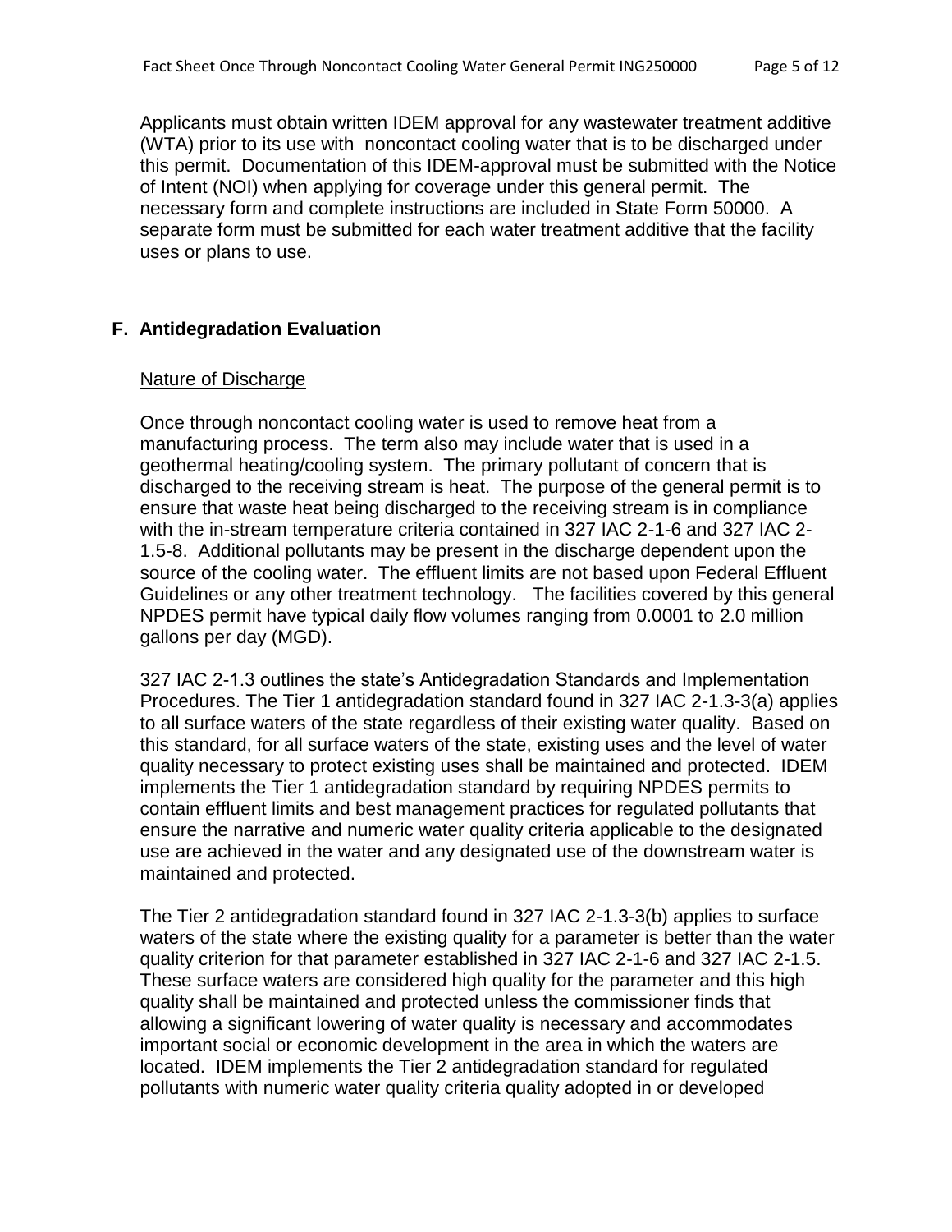Applicants must obtain written IDEM approval for any wastewater treatment additive (WTA) prior to its use with noncontact cooling water that is to be discharged under this permit. Documentation of this IDEM-approval must be submitted with the Notice of Intent (NOI) when applying for coverage under this general permit. The necessary form and complete instructions are included in State Form 50000. A separate form must be submitted for each water treatment additive that the facility uses or plans to use.

## F. Antidegradation Evaluation

Nature of Discharge

Once through noncontact cooling water is used to remove heat from a manufacturing process. The term also may include water that is used in a geothermal heating/cooling system. The primary pollutant of concern that is discharged to the receiving stream is heat. The purpose of the general permit is to ensure that waste heat being discharged to the receiving stream is in compliance with the in-stream temperature criteria contained in 327 IAC 2-1-6 and 327 IAC 2-1.5-8. Additional pollutants may be present in the discharge dependent upon the source of the cooling water. The effluent limits are not based upon Federal Effluent Guidelines or any other treatment technology. The facilities covered by this general NPDES permit have typical daily flow volumes ranging from 0.0001 to 2.0 million gallons per day (MGD).

327 IAC 2-1.3 outlines the state's Antidegradation Standards and Implementation Procedures. The Tier 1 antidegradation standard found in 327 IAC 2-1.3-3(a) applies to all surface waters of the state regardless of their existing water quality. Based on this standard, for all surface waters of the state, existing uses and the level of water quality necessary to protect existing uses shall be maintained and protected. IDEM implements the Tier 1 antidegradation standard by requiring NPDES permits to contain effluent limits and best management practices for regulated pollutants that ensure the narrative and numeric water quality criteria applicable to the designated use are achieved in the water and any designated use of the downstream water is maintained and protected.

The Tier 2 antidegradation standard found in 327 IAC 2-1.3-3(b) applies to surface waters of the state where the existing quality for a parameter is better than the water quality criterion for that parameter established in 327 IAC 2-1-6 and 327 IAC 2-1.5. These surface waters are considered high quality for the parameter and this high quality shall be maintained and protected unless the commissioner finds that allowing a significant lowering of water quality is necessary and accommodates important social or economic development in the area in which the waters are located. IDEM implements the Tier 2 antidegradation standard for regulated pollutants with numeric water quality criteria quality adopted in or developed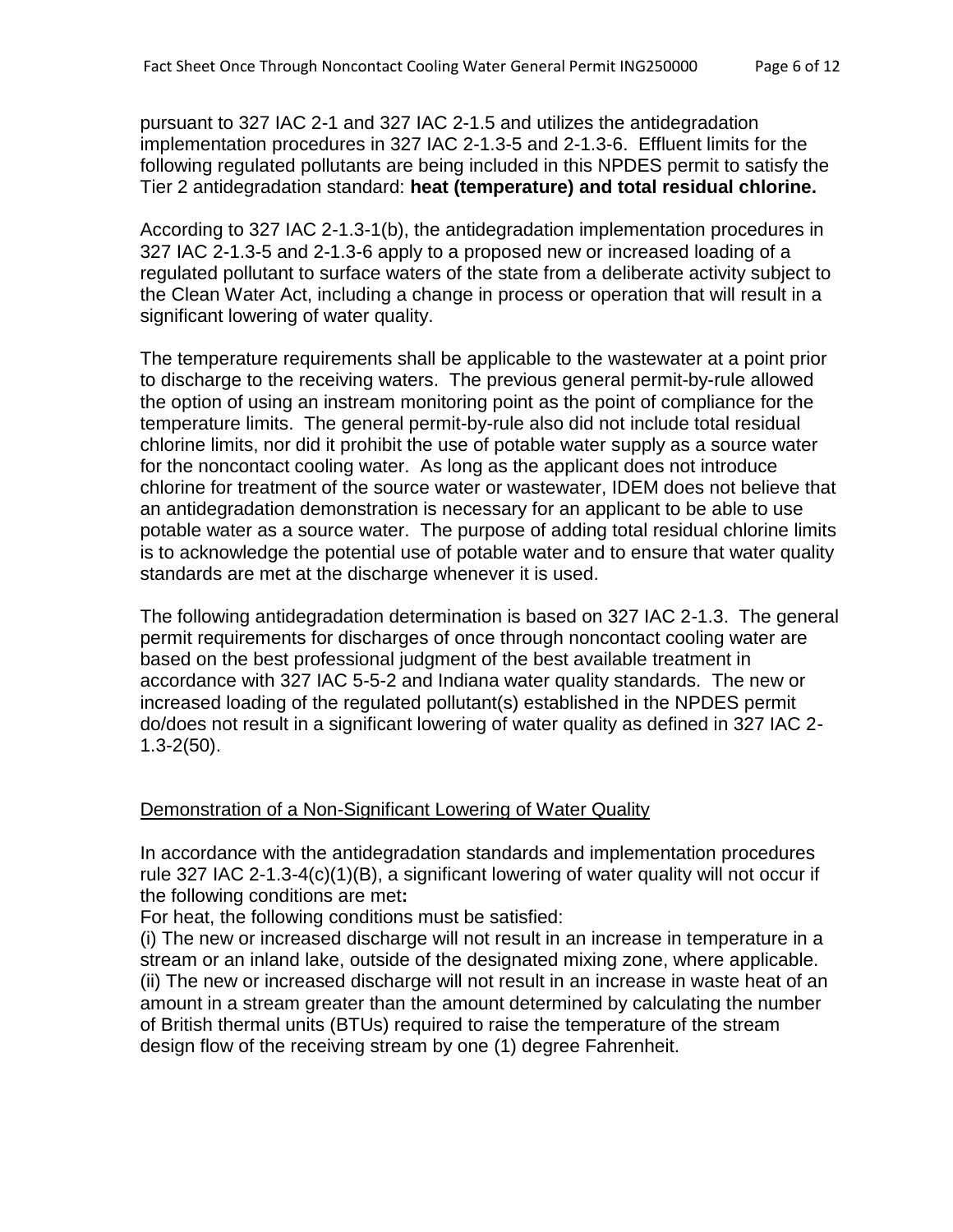pursuant to 327 IAC 2-1 and 327 IAC 2-1.5 and utilizes the antidegradation implementation procedures in 327 IAC 2-1.3-5 and 2-1.3-6. Effluent limits for the following regulated pollutants are being included in this NPDES permit to satisfy the Tier 2 antidegradation standard: **heat (temperature) and total residual chlorine.**

According to 327 IAC 2-1.3-1(b), the antidegradation implementation procedures in 327 IAC 2-1.3-5 and 2-1.3-6 apply to a proposed new or increased loading of a regulated pollutant to surface waters of the state from a deliberate activity subject to the Clean Water Act, including a change in process or operation that will result in a significant lowering of water quality.

The temperature requirements shall be applicable to the wastewater at a point prior to discharge to the receiving waters. The previous general permit-by-rule allowed the option of using an instream monitoring point as the point of compliance for the temperature limits. The general permit-by-rule also did not include total residual chlorine limits, nor did it prohibit the use of potable water supply as a source water for the noncontact cooling water. As long as the applicant does not introduce chlorine for treatment of the source water or wastewater, IDEM does not believe that an antidegradation demonstration is necessary for an applicant to be able to use potable water as a source water. The purpose of adding total residual chlorine limits is to acknowledge the potential use of potable water and to ensure that water quality standards are met at the discharge whenever it is used.

The following antidegradation determination is based on 327 IAC 2-1.3. The general permit requirements for discharges of once through noncontact cooling water are based on the best professional judgment of the best available treatment in accordance with 327 IAC 5-5-2 and Indiana water quality standards. The new or increased loading of the regulated pollutant(s) established in the NPDES permit do/does not result in a significant lowering of water quality as defined in 327 IAC 2-1.3-2(50).

Demonstration of a Non-Significant Lowering of Water Quality

In accordance with the antidegradation standards and implementation procedures rule 327 IAC 2-1.3-4(c)(1)(B), a significant lowering of water quality will not occur if the following conditions are met**:**

For heat, the following conditions must be satisfied:

(i) The new or increased discharge will not result in an increase in temperature in a stream or an inland lake, outside of the designated mixing zone, where applicable.
(ii) The new or increased discharge will not result in an increase in waste heat of an amount in a stream greater than the amount determined by calculating the number of British thermal units (BTUs) required to raise the temperature of the stream design flow of the receiving stream by one (1) degree Fahrenheit.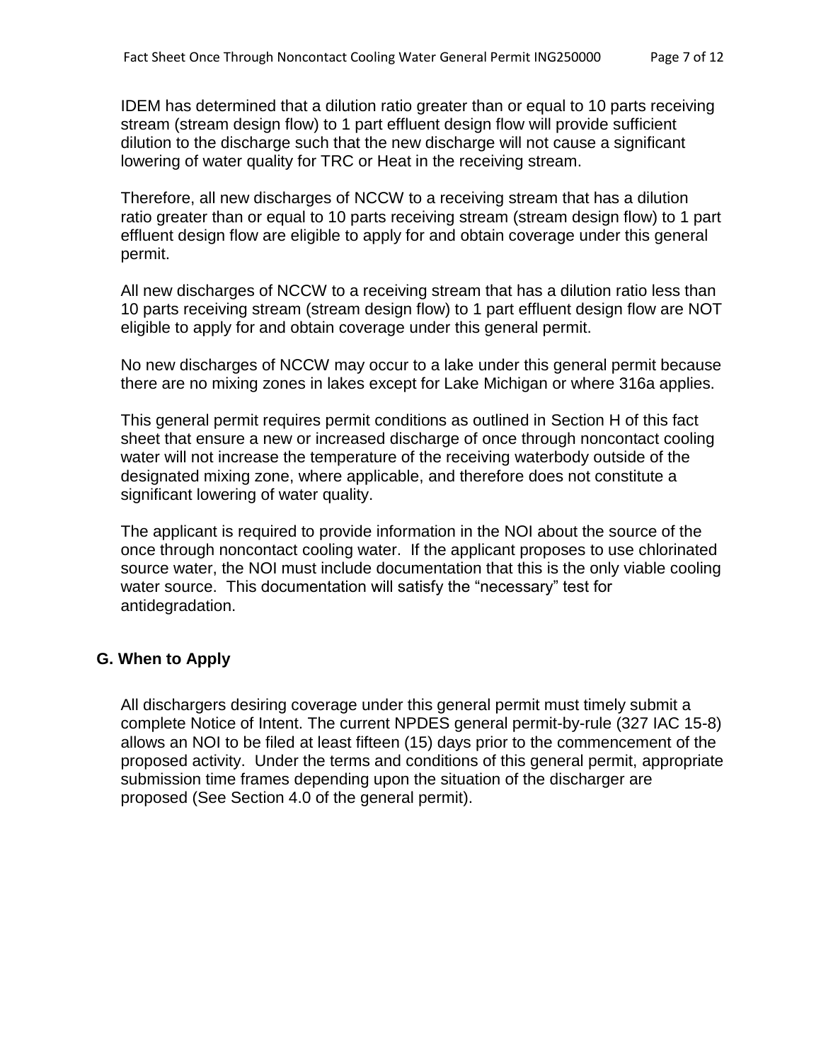IDEM has determined that a dilution ratio greater than or equal to 10 parts receiving stream (stream design flow) to 1 part effluent design flow will provide sufficient dilution to the discharge such that the new discharge will not cause a significant lowering of water quality for TRC or Heat in the receiving stream.

Therefore, all new discharges of NCCW to a receiving stream that has a dilution ratio greater than or equal to 10 parts receiving stream (stream design flow) to 1 part effluent design flow are eligible to apply for and obtain coverage under this general permit.

All new discharges of NCCW to a receiving stream that has a dilution ratio less than 10 parts receiving stream (stream design flow) to 1 part effluent design flow are NOT eligible to apply for and obtain coverage under this general permit.

No new discharges of NCCW may occur to a lake under this general permit because there are no mixing zones in lakes except for Lake Michigan or where 316a applies.

This general permit requires permit conditions as outlined in Section H of this fact sheet that ensure a new or increased discharge of once through noncontact cooling water will not increase the temperature of the receiving waterbody outside of the designated mixing zone, where applicable, and therefore does not constitute a significant lowering of water quality.

The applicant is required to provide information in the NOI about the source of the once through noncontact cooling water. If the applicant proposes to use chlorinated source water, the NOI must include documentation that this is the only viable cooling water source. This documentation will satisfy the “necessary” test for antidegradation.

## G. When to Apply

All dischargers desiring coverage under this general permit must timely submit a complete Notice of Intent. The current NPDES general permit-by-rule (327 IAC 15-8) allows an NOI to be filed at least fifteen (15) days prior to the commencement of the proposed activity. Under the terms and conditions of this general permit, appropriate submission time frames depending upon the situation of the discharger are proposed (See Section 4.0 of the general permit).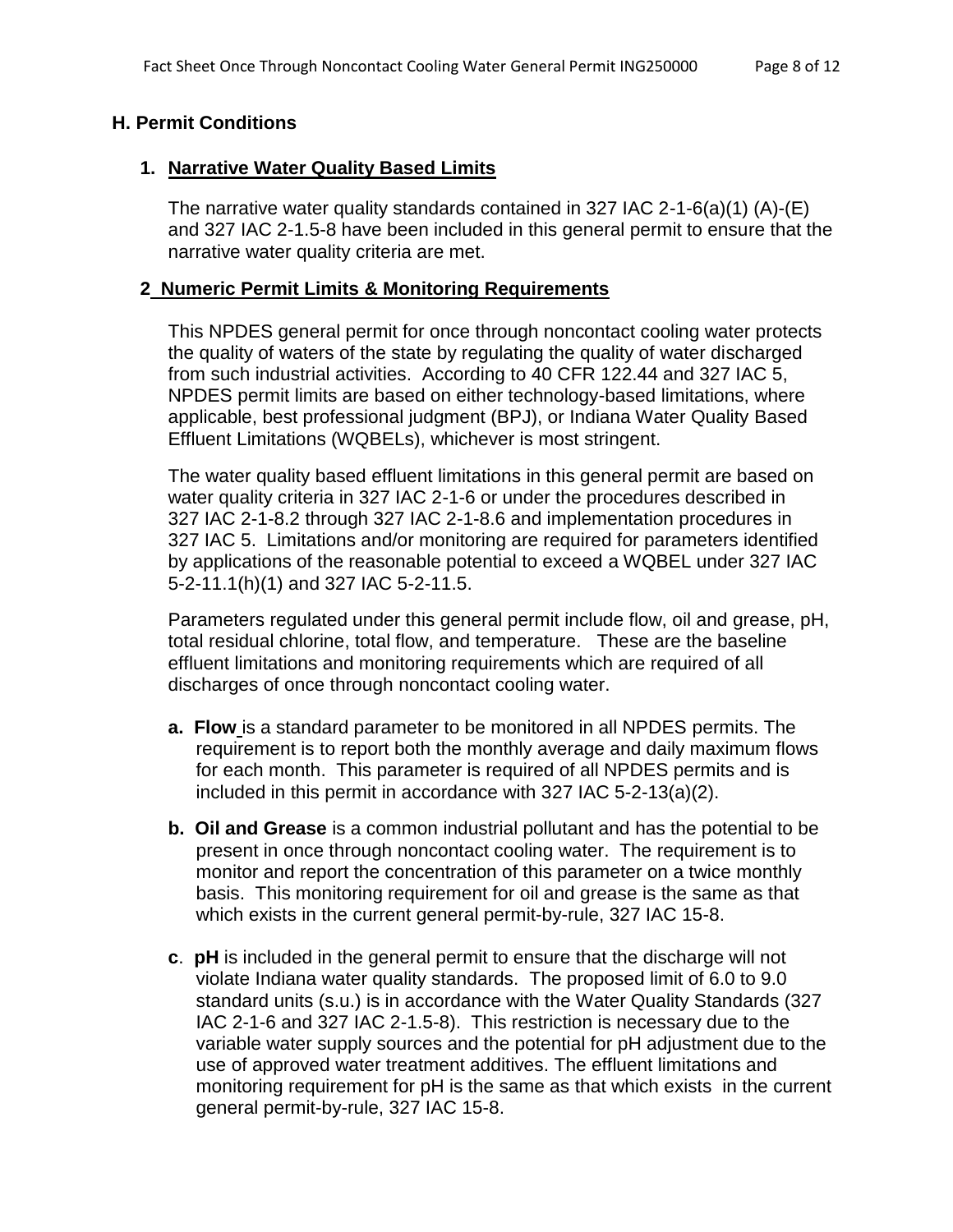## H. Permit Conditions

### 1. Narrative Water Quality Based Limits

The narrative water quality standards contained in 327 IAC 2-1-6(a)(1) (A)-(E) and 327 IAC 2-1.5-8 have been included in this general permit to ensure that the narrative water quality criteria are met.

### 2 Numeric Permit Limits & Monitoring Requirements

This NPDES general permit for once through noncontact cooling water protects the quality of waters of the state by regulating the quality of water discharged from such industrial activities. According to 40 CFR 122.44 and 327 IAC 5, NPDES permit limits are based on either technology-based limitations, where applicable, best professional judgment (BPJ), or Indiana Water Quality Based Effluent Limitations (WQBELs), whichever is most stringent.

The water quality based effluent limitations in this general permit are based on water quality criteria in 327 IAC 2-1-6 or under the procedures described in 327 IAC 2-1-8.2 through 327 IAC 2-1-8.6 and implementation procedures in 327 IAC 5. Limitations and/or monitoring are required for parameters identified by applications of the reasonable potential to exceed a WQBEL under 327 IAC 5-2-11.1(h)(1) and 327 IAC 5-2-11.5.

Parameters regulated under this general permit include flow, oil and grease, pH, total residual chlorine, total flow, and temperature. These are the baseline effluent limitations and monitoring requirements which are required of all discharges of once through noncontact cooling water.

**a. Flow** is a standard parameter to be monitored in all NPDES permits. The requirement is to report both the monthly average and daily maximum flows for each month. This parameter is required of all NPDES permits and is included in this permit in accordance with 327 IAC 5-2-13(a)(2).

**b. Oil and Grease** is a common industrial pollutant and has the potential to be present in once through noncontact cooling water. The requirement is to monitor and report the concentration of this parameter on a twice monthly basis. This monitoring requirement for oil and grease is the same as that which exists in the current general permit-by-rule, 327 IAC 15-8.

**c. pH** is included in the general permit to ensure that the discharge will not violate Indiana water quality standards. The proposed limit of 6.0 to 9.0 standard units (s.u.) is in accordance with the Water Quality Standards (327 IAC 2-1-6 and 327 IAC 2-1.5-8). This restriction is necessary due to the variable water supply sources and the potential for pH adjustment due to the use of approved water treatment additives. The effluent limitations and monitoring requirement for pH is the same as that which exists in the current general permit-by-rule, 327 IAC 15-8.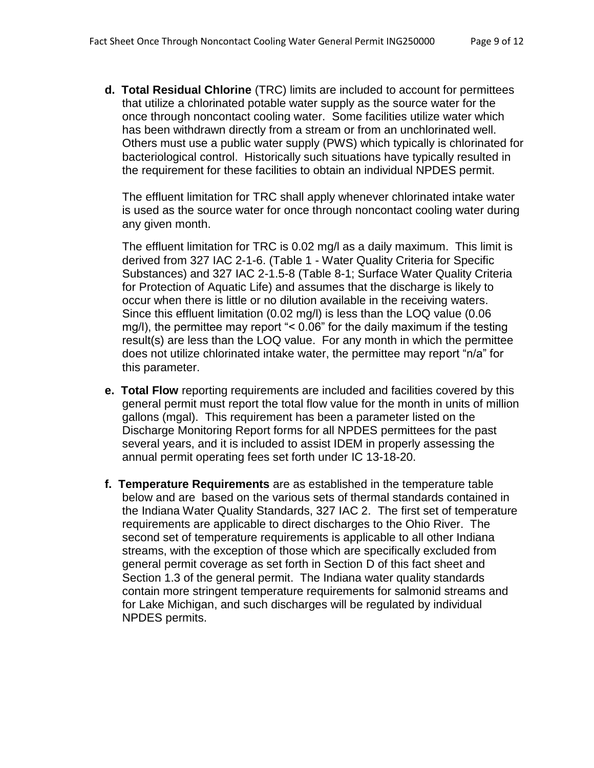**d. Total Residual Chlorine** (TRC) limits are included to account for permittees that utilize a chlorinated potable water supply as the source water for the once through noncontact cooling water. Some facilities utilize water which has been withdrawn directly from a stream or from an unchlorinated well. Others must use a public water supply (PWS) which typically is chlorinated for bacteriological control. Historically such situations have typically resulted in the requirement for these facilities to obtain an individual NPDES permit.

The effluent limitation for TRC shall apply whenever chlorinated intake water is used as the source water for once through noncontact cooling water during any given month.

The effluent limitation for TRC is 0.02 mg/l as a daily maximum. This limit is derived from 327 IAC 2-1-6. (Table 1 - Water Quality Criteria for Specific Substances) and 327 IAC 2-1.5-8 (Table 8-1; Surface Water Quality Criteria for Protection of Aquatic Life) and assumes that the discharge is likely to occur when there is little or no dilution available in the receiving waters. Since this effluent limitation (0.02 mg/l) is less than the LOQ value (0.06 mg/l), the permittee may report "< 0.06" for the daily maximum if the testing result(s) are less than the LOQ value. For any month in which the permittee does not utilize chlorinated intake water, the permittee may report "n/a" for this parameter.

**e. Total Flow** reporting requirements are included and facilities covered by this general permit must report the total flow value for the month in units of million gallons (mgal). This requirement has been a parameter listed on the Discharge Monitoring Report forms for all NPDES permittees for the past several years, and it is included to assist IDEM in properly assessing the annual permit operating fees set forth under IC 13-18-20.

**f. Temperature Requirements** are as established in the temperature table below and are based on the various sets of thermal standards contained in the Indiana Water Quality Standards, 327 IAC 2. The first set of temperature requirements are applicable to direct discharges to the Ohio River. The second set of temperature requirements is applicable to all other Indiana streams, with the exception of those which are specifically excluded from general permit coverage as set forth in Section D of this fact sheet and Section 1.3 of the general permit. The Indiana water quality standards contain more stringent temperature requirements for salmonid streams and for Lake Michigan, and such discharges will be regulated by individual NPDES permits.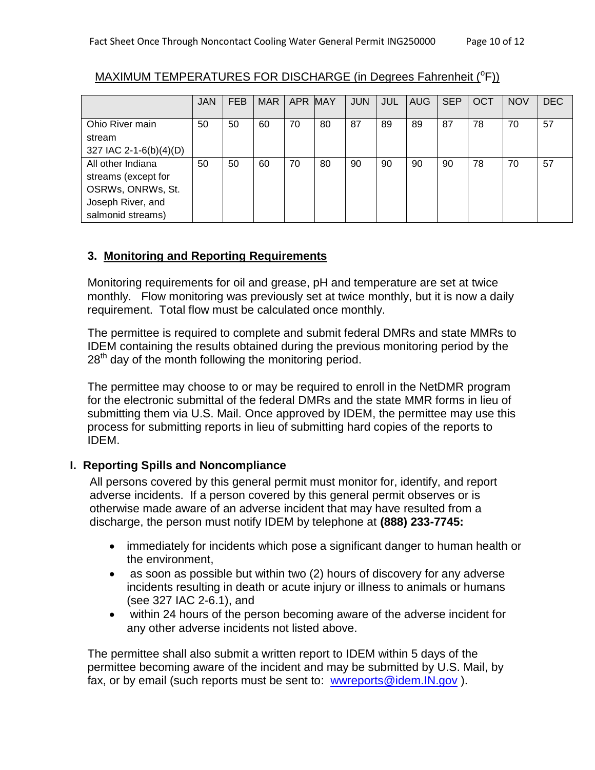MAXIMUM TEMPERATURES FOR DISCHARGE (in Degrees Fahrenheit ($^oF$))

| | JAN | FEB | MAR | APR | MAY | JUN | JUL | AUG | SEP | OCT | NOV | DEC |
|---|---|---|---|---|---|---|---|---|---|---|---|---|
| Ohio River main stream 327 IAC 2-1-6(b)(4)(D) | 50 | 50 | 60 | 70 | 80 | 87 | 89 | 89 | 87 | 78 | 70 | 57 |
| All other Indiana streams (except for OSRWs, ONRWs, St. Joseph River, and salmonid streams) | 50 | 50 | 60 | 70 | 80 | 90 | 90 | 90 | 90 | 78 | 70 | 57 |

### 3. Monitoring and Reporting Requirements

Monitoring requirements for oil and grease, pH and temperature are set at twice monthly. Flow monitoring was previously set at twice monthly, but it is now a daily requirement. Total flow must be calculated once monthly.

The permittee is required to complete and submit federal DMRs and state MMRs to IDEM containing the results obtained during the previous monitoring period by the 28th day of the month following the monitoring period.

The permittee may choose to or may be required to enroll in the NetDMR program for the electronic submittal of the federal DMRs and the state MMR forms in lieu of submitting them via U.S. Mail. Once approved by IDEM, the permittee may use this process for submitting reports in lieu of submitting hard copies of the reports to IDEM.

## I. Reporting Spills and Noncompliance

All persons covered by this general permit must monitor for, identify, and report adverse incidents. If a person covered by this general permit observes or is otherwise made aware of an adverse incident that may have resulted from a discharge, the person must notify IDEM by telephone at **(888) 233-7745:**

- immediately for incidents which pose a significant danger to human health or the environment,
- as soon as possible but within two (2) hours of discovery for any adverse incidents resulting in death or acute injury or illness to animals or humans (see 327 IAC 2-6.1), and
- within 24 hours of the person becoming aware of the adverse incident for any other adverse incidents not listed above.

The permittee shall also submit a written report to IDEM within 5 days of the permittee becoming aware of the incident and may be submitted by U.S. Mail, by fax, or by email (such reports must be sent to: wwreports@idem.IN.gov ).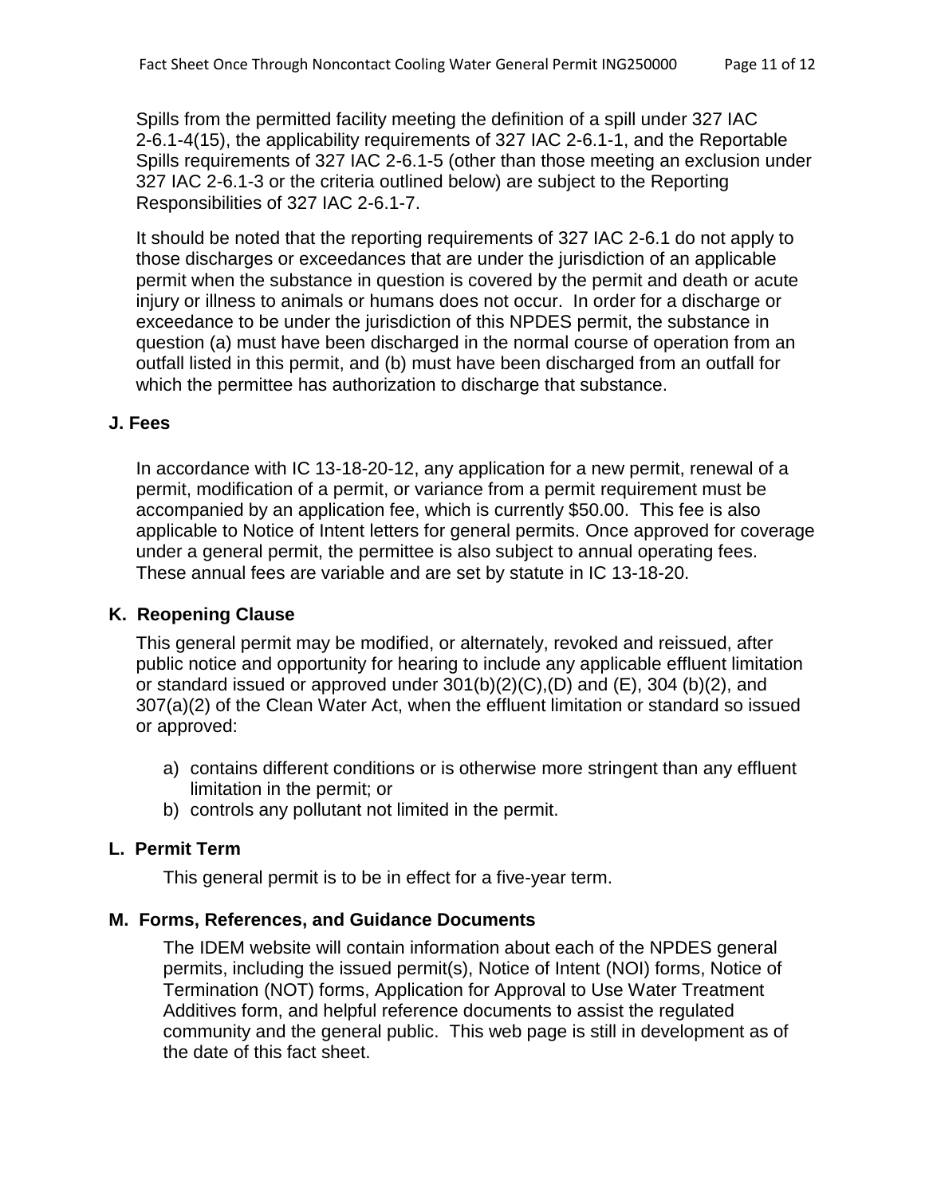Spills from the permitted facility meeting the definition of a spill under 327 IAC 2-6.1-4(15), the applicability requirements of 327 IAC 2-6.1-1, and the Reportable Spills requirements of 327 IAC 2-6.1-5 (other than those meeting an exclusion under 327 IAC 2-6.1-3 or the criteria outlined below) are subject to the Reporting Responsibilities of 327 IAC 2-6.1-7.

It should be noted that the reporting requirements of 327 IAC 2-6.1 do not apply to those discharges or exceedances that are under the jurisdiction of an applicable permit when the substance in question is covered by the permit and death or acute injury or illness to animals or humans does not occur. In order for a discharge or exceedance to be under the jurisdiction of this NPDES permit, the substance in question (a) must have been discharged in the normal course of operation from an outfall listed in this permit, and (b) must have been discharged from an outfall for which the permittee has authorization to discharge that substance.

### J. Fees

In accordance with IC 13-18-20-12, any application for a new permit, renewal of a permit, modification of a permit, or variance from a permit requirement must be accompanied by an application fee, which is currently $50.00. This fee is also applicable to Notice of Intent letters for general permits. Once approved for coverage under a general permit, the permittee is also subject to annual operating fees. These annual fees are variable and are set by statute in IC 13-18-20.

### K. Reopening Clause

This general permit may be modified, or alternately, revoked and reissued, after public notice and opportunity for hearing to include any applicable effluent limitation or standard issued or approved under 301(b)(2)(C),(D) and (E), 304 (b)(2), and 307(a)(2) of the Clean Water Act, when the effluent limitation or standard so issued or approved:

a) contains different conditions or is otherwise more stringent than any effluent limitation in the permit; or
b) controls any pollutant not limited in the permit.

### L. Permit Term

This general permit is to be in effect for a five-year term.

### M. Forms, References, and Guidance Documents

The IDEM website will contain information about each of the NPDES general permits, including the issued permit(s), Notice of Intent (NOI) forms, Notice of Termination (NOT) forms, Application for Approval to Use Water Treatment Additives form, and helpful reference documents to assist the regulated community and the general public. This web page is still in development as of the date of this fact sheet.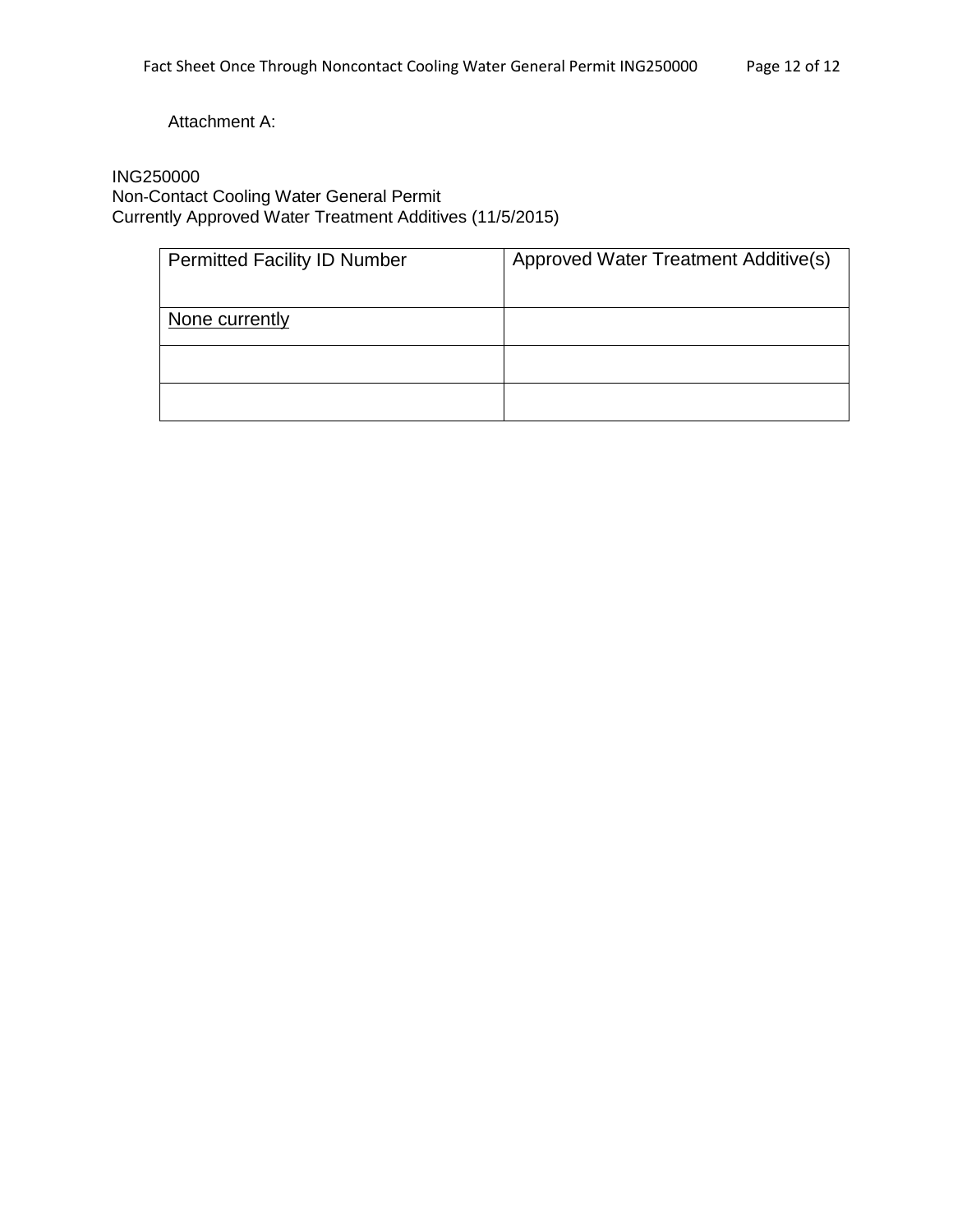Attachment A:

ING250000
Non-Contact Cooling Water General Permit
Currently Approved Water Treatment Additives (11/5/2015)

| Permitted Facility ID Number | Approved Water Treatment Additive(s) |
|---|---|
| <u>None currently</u> | |
| | |
| | |